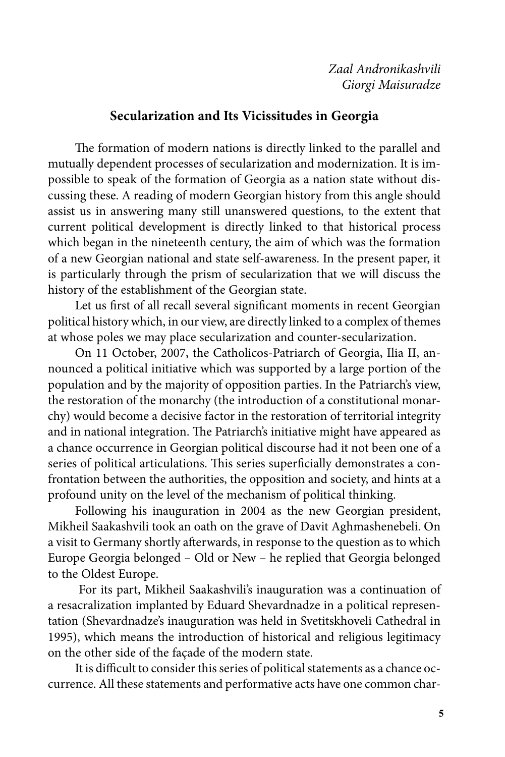*Zaal Andronikashvili*
*Giorgi Maisuradze*

# Secularization and Its Vicissitudes in Georgia

The formation of modern nations is directly linked to the parallel and mutually dependent processes of secularization and modernization. It is impossible to speak of the formation of Georgia as a nation state without discussing these. A reading of modern Georgian history from this angle should assist us in answering many still unanswered questions, to the extent that current political development is directly linked to that historical process which began in the nineteenth century, the aim of which was the formation of a new Georgian national and state self-awareness. In the present paper, it is particularly through the prism of secularization that we will discuss the history of the establishment of the Georgian state.

Let us first of all recall several significant moments in recent Georgian political history which, in our view, are directly linked to a complex of themes at whose poles we may place secularization and counter-secularization.

On 11 October, 2007, the Catholicos-Patriarch of Georgia, Ilia II, announced a political initiative which was supported by a large portion of the population and by the majority of opposition parties. In the Patriarch's view, the restoration of the monarchy (the introduction of a constitutional monarchy) would become a decisive factor in the restoration of territorial integrity and in national integration. The Patriarch's initiative might have appeared as a chance occurrence in Georgian political discourse had it not been one of a series of political articulations. This series superficially demonstrates a confrontation between the authorities, the opposition and society, and hints at a profound unity on the level of the mechanism of political thinking.

Following his inauguration in 2004 as the new Georgian president, Mikheil Saakashvili took an oath on the grave of Davit Aghmashenebeli. On a visit to Germany shortly afterwards, in response to the question as to which Europe Georgia belonged – Old or New – he replied that Georgia belonged to the Oldest Europe.

For its part, Mikheil Saakashvili's inauguration was a continuation of a resacralization implanted by Eduard Shevardnadze in a political representation (Shevardnadze's inauguration was held in Svetitskhoveli Cathedral in 1995), which means the introduction of historical and religious legitimacy on the other side of the façade of the modern state.

It is difficult to consider this series of political statements as a chance occurrence. All these statements and performative acts have one common char-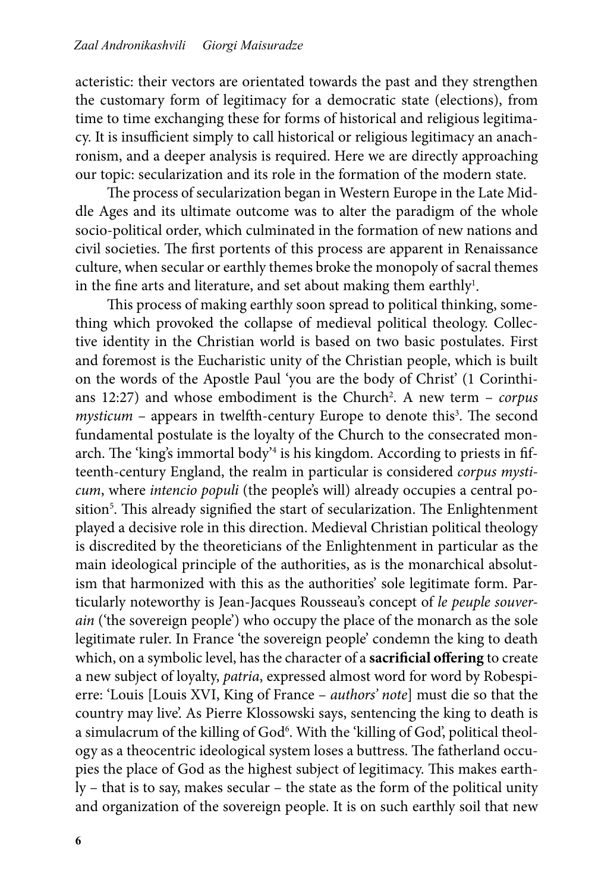acteristic: their vectors are orientated towards the past and they strengthen the customary form of legitimacy for a democratic state (elections), from time to time exchanging these for forms of historical and religious legitimacy. It is insufficient simply to call historical or religious legitimacy an anachronism, and a deeper analysis is required. Here we are directly approaching our topic: secularization and its role in the formation of the modern state.

The process of secularization began in Western Europe in the Late Middle Ages and its ultimate outcome was to alter the paradigm of the whole socio-political order, which culminated in the formation of new nations and civil societies. The first portents of this process are apparent in Renaissance culture, when secular or earthly themes broke the monopoly of sacral themes in the fine arts and literature, and set about making them earthly[1].

This process of making earthly soon spread to political thinking, something which provoked the collapse of medieval political theology. Collective identity in the Christian world is based on two basic postulates. First and foremost is the Eucharistic unity of the Christian people, which is built on the words of the Apostle Paul 'you are the body of Christ' (1 Corinthians 12:27) and whose embodiment is the Church[2]. A new term – *corpus mysticum* – appears in twelfth-century Europe to denote this[3]. The second fundamental postulate is the loyalty of the Church to the consecrated monarch. The 'king's immortal body'[4] is his kingdom. According to priests in fifteenth-century England, the realm in particular is considered *corpus mysticum*, where *intencio populi* (the people's will) already occupies a central position[5]. This already signified the start of secularization. The Enlightenment played a decisive role in this direction. Medieval Christian political theology is discredited by the theoreticians of the Enlightenment in particular as the main ideological principle of the authorities, as is the monarchical absolutism that harmonized with this as the authorities' sole legitimate form. Particularly noteworthy is Jean-Jacques Rousseau's concept of *le peuple souverain* ('the sovereign people') who occupy the place of the monarch as the sole legitimate ruler. In France 'the sovereign people' condemn the king to death which, on a symbolic level, has the character of a **sacrificial offering** to create a new subject of loyalty, *patria*, expressed almost word for word by Robespierre: 'Louis [Louis XVI, King of France – *authors' note*] must die so that the country may live'. As Pierre Klossowski says, sentencing the king to death is a simulacrum of the killing of God[6]. With the 'killing of God', political theology as a theocentric ideological system loses a buttress. The fatherland occupies the place of God as the highest subject of legitimacy. This makes earthly – that is to say, makes secular – the state as the form of the political unity and organization of the sovereign people. It is on such earthly soil that new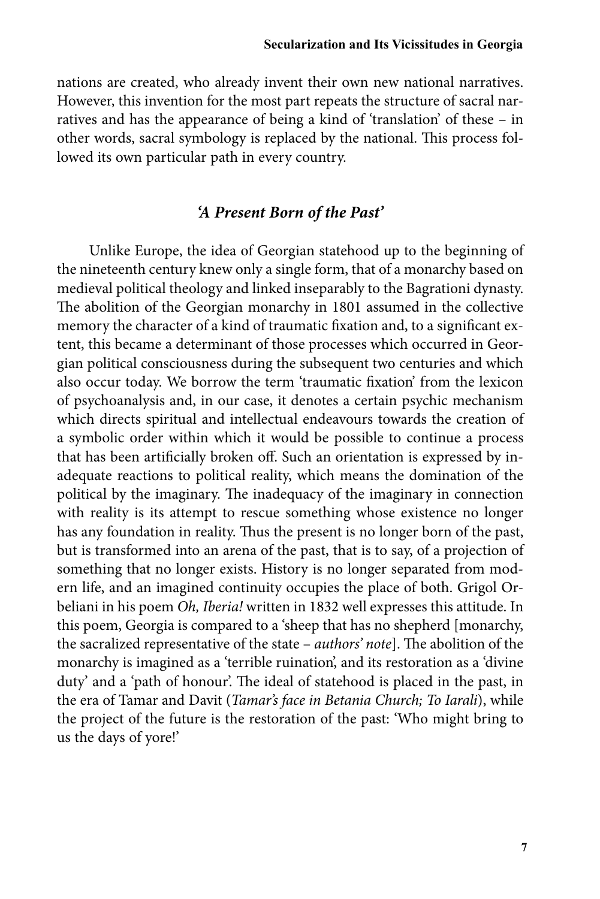nations are created, who already invent their own new national narratives. However, this invention for the most part repeats the structure of sacral narratives and has the appearance of being a kind of 'translation' of these – in other words, sacral symbology is replaced by the national. This process followed its own particular path in every country.

## *'A Present Born of the Past'*

Unlike Europe, the idea of Georgian statehood up to the beginning of the nineteenth century knew only a single form, that of a monarchy based on medieval political theology and linked inseparably to the Bagrationi dynasty. The abolition of the Georgian monarchy in 1801 assumed in the collective memory the character of a kind of traumatic fixation and, to a significant extent, this became a determinant of those processes which occurred in Georgian political consciousness during the subsequent two centuries and which also occur today. We borrow the term 'traumatic fixation' from the lexicon of psychoanalysis and, in our case, it denotes a certain psychic mechanism which directs spiritual and intellectual endeavours towards the creation of a symbolic order within which it would be possible to continue a process that has been artificially broken off. Such an orientation is expressed by inadequate reactions to political reality, which means the domination of the political by the imaginary. The inadequacy of the imaginary in connection with reality is its attempt to rescue something whose existence no longer has any foundation in reality. Thus the present is no longer born of the past, but is transformed into an arena of the past, that is to say, of a projection of something that no longer exists. History is no longer separated from modern life, and an imagined continuity occupies the place of both. Grigol Orbeliani in his poem *Oh, Iberia!* written in 1832 well expresses this attitude. In this poem, Georgia is compared to a 'sheep that has no shepherd [monarchy, the sacralized representative of the state – *authors' note*]. The abolition of the monarchy is imagined as a 'terrible ruination', and its restoration as a 'divine duty' and a 'path of honour'. The ideal of statehood is placed in the past, in the era of Tamar and Davit (*Tamar's face in Betania Church; To Iarali*), while the project of the future is the restoration of the past: 'Who might bring to us the days of yore!'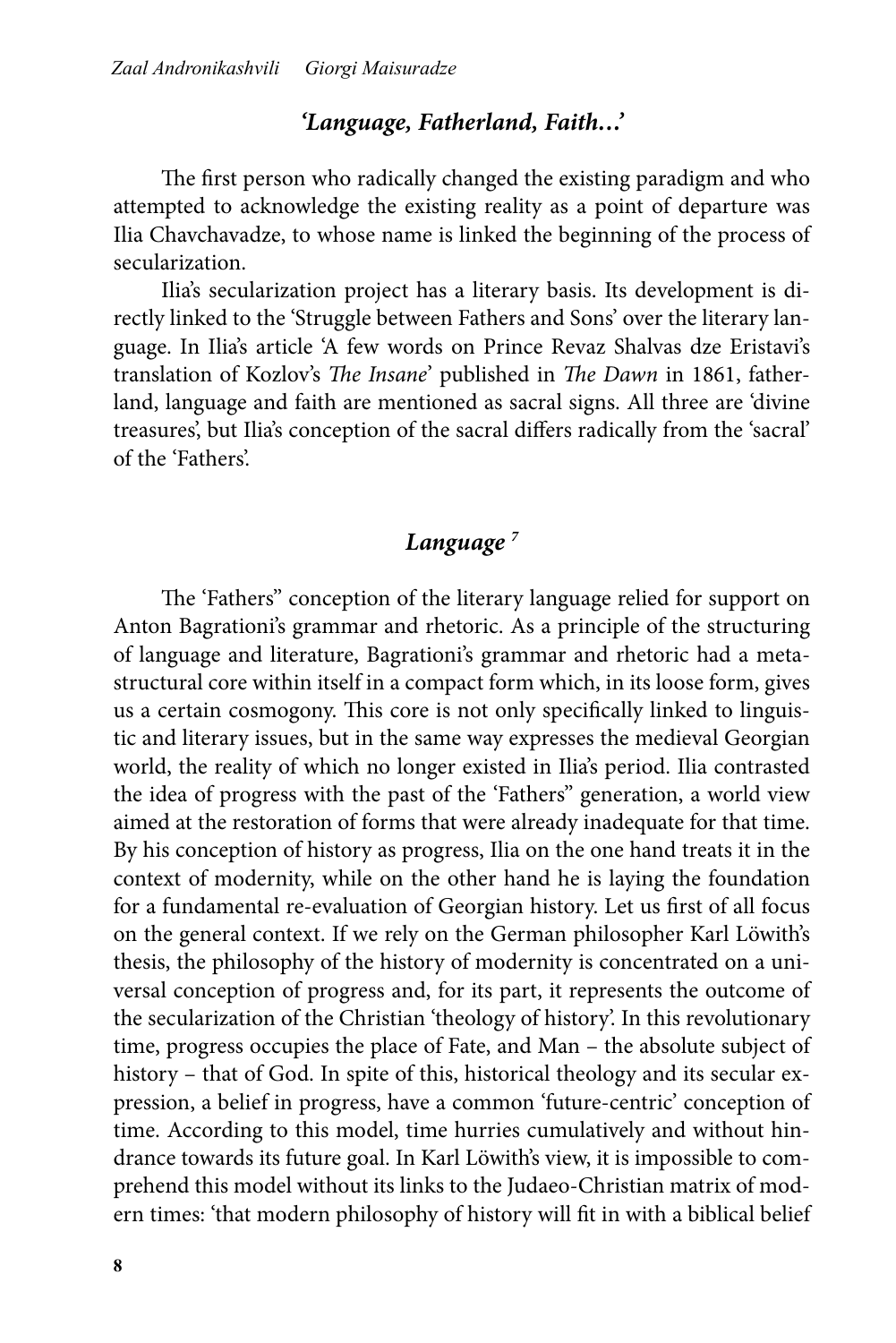## *'Language, Fatherland, Faith…'*

The first person who radically changed the existing paradigm and who attempted to acknowledge the existing reality as a point of departure was Ilia Chavchavadze, to whose name is linked the beginning of the process of secularization.

Ilia's secularization project has a literary basis. Its development is directly linked to the 'Struggle between Fathers and Sons' over the literary language. In Ilia's article 'A few words on Prince Revaz Shalvas dze Eristavi's translation of Kozlov's *The Insane*' published in *The Dawn* in 1861, fatherland, language and faith are mentioned as sacral signs. All three are 'divine treasures', but Ilia's conception of the sacral differs radically from the 'sacral' of the 'Fathers'.

## *Language* [7]

The 'Fathers'' conception of the literary language relied for support on Anton Bagrationi's grammar and rhetoric. As a principle of the structuring of language and literature, Bagrationi's grammar and rhetoric had a metastructural core within itself in a compact form which, in its loose form, gives us a certain cosmogony. This core is not only specifically linked to linguistic and literary issues, but in the same way expresses the medieval Georgian world, the reality of which no longer existed in Ilia's period. Ilia contrasted the idea of progress with the past of the 'Fathers'' generation, a world view aimed at the restoration of forms that were already inadequate for that time. By his conception of history as progress, Ilia on the one hand treats it in the context of modernity, while on the other hand he is laying the foundation for a fundamental re-evaluation of Georgian history. Let us first of all focus on the general context. If we rely on the German philosopher Karl Löwith's thesis, the philosophy of the history of modernity is concentrated on a universal conception of progress and, for its part, it represents the outcome of the secularization of the Christian 'theology of history'. In this revolutionary time, progress occupies the place of Fate, and Man – the absolute subject of history – that of God. In spite of this, historical theology and its secular expression, a belief in progress, have a common 'future-centric' conception of time. According to this model, time hurries cumulatively and without hindrance towards its future goal. In Karl Löwith's view, it is impossible to comprehend this model without its links to the Judaeo-Christian matrix of modern times: 'that modern philosophy of history will fit in with a biblical belief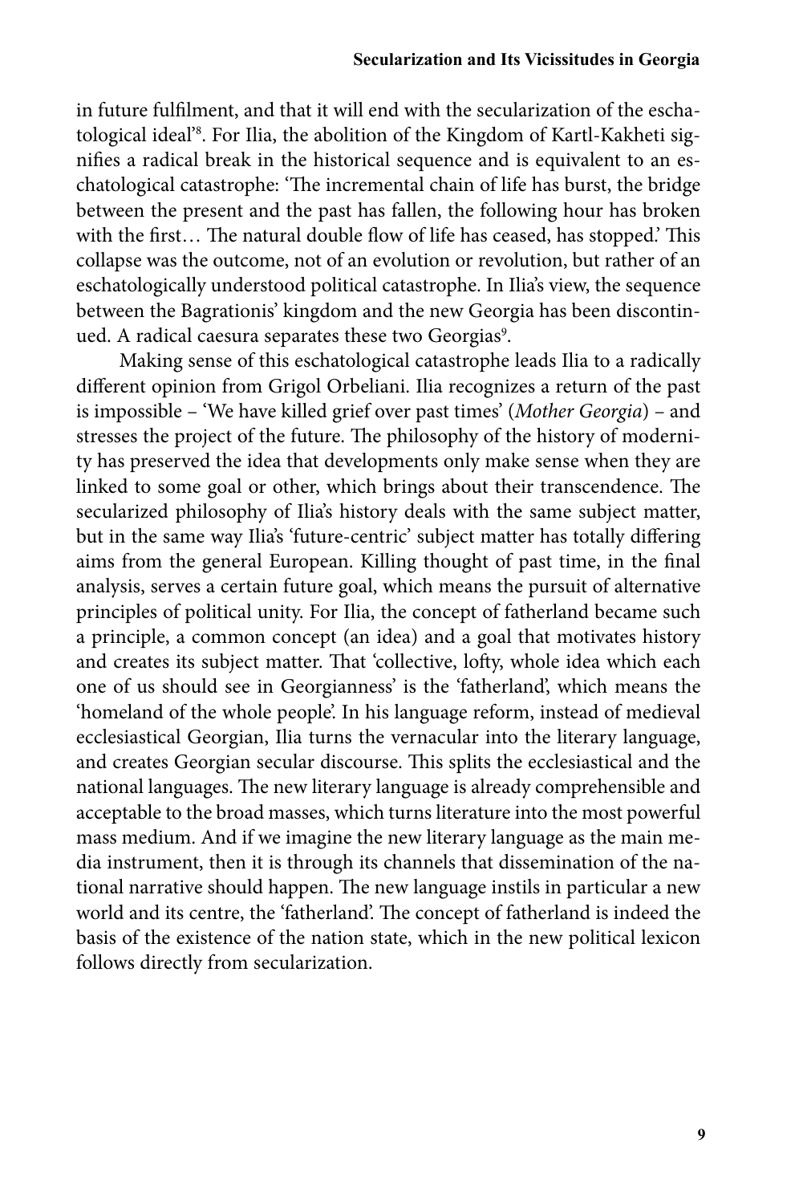in future fulfilment, and that it will end with the secularization of the eschatological ideal'[8]. For Ilia, the abolition of the Kingdom of Kartl-Kakheti signifies a radical break in the historical sequence and is equivalent to an eschatological catastrophe: 'The incremental chain of life has burst, the bridge between the present and the past has fallen, the following hour has broken with the first… The natural double flow of life has ceased, has stopped.' This collapse was the outcome, not of an evolution or revolution, but rather of an eschatologically understood political catastrophe. In Ilia's view, the sequence between the Bagrationis' kingdom and the new Georgia has been discontinued. A radical caesura separates these two Georgias[9].

Making sense of this eschatological catastrophe leads Ilia to a radically different opinion from Grigol Orbeliani. Ilia recognizes a return of the past is impossible – 'We have killed grief over past times' (*Mother Georgia*) – and stresses the project of the future. The philosophy of the history of modernity has preserved the idea that developments only make sense when they are linked to some goal or other, which brings about their transcendence. The secularized philosophy of Ilia's history deals with the same subject matter, but in the same way Ilia's 'future-centric' subject matter has totally differing aims from the general European. Killing thought of past time, in the final analysis, serves a certain future goal, which means the pursuit of alternative principles of political unity. For Ilia, the concept of fatherland became such a principle, a common concept (an idea) and a goal that motivates history and creates its subject matter. That 'collective, lofty, whole idea which each one of us should see in Georgianness' is the 'fatherland', which means the 'homeland of the whole people'. In his language reform, instead of medieval ecclesiastical Georgian, Ilia turns the vernacular into the literary language, and creates Georgian secular discourse. This splits the ecclesiastical and the national languages. The new literary language is already comprehensible and acceptable to the broad masses, which turns literature into the most powerful mass medium. And if we imagine the new literary language as the main media instrument, then it is through its channels that dissemination of the national narrative should happen. The new language instils in particular a new world and its centre, the 'fatherland'. The concept of fatherland is indeed the basis of the existence of the nation state, which in the new political lexicon follows directly from secularization.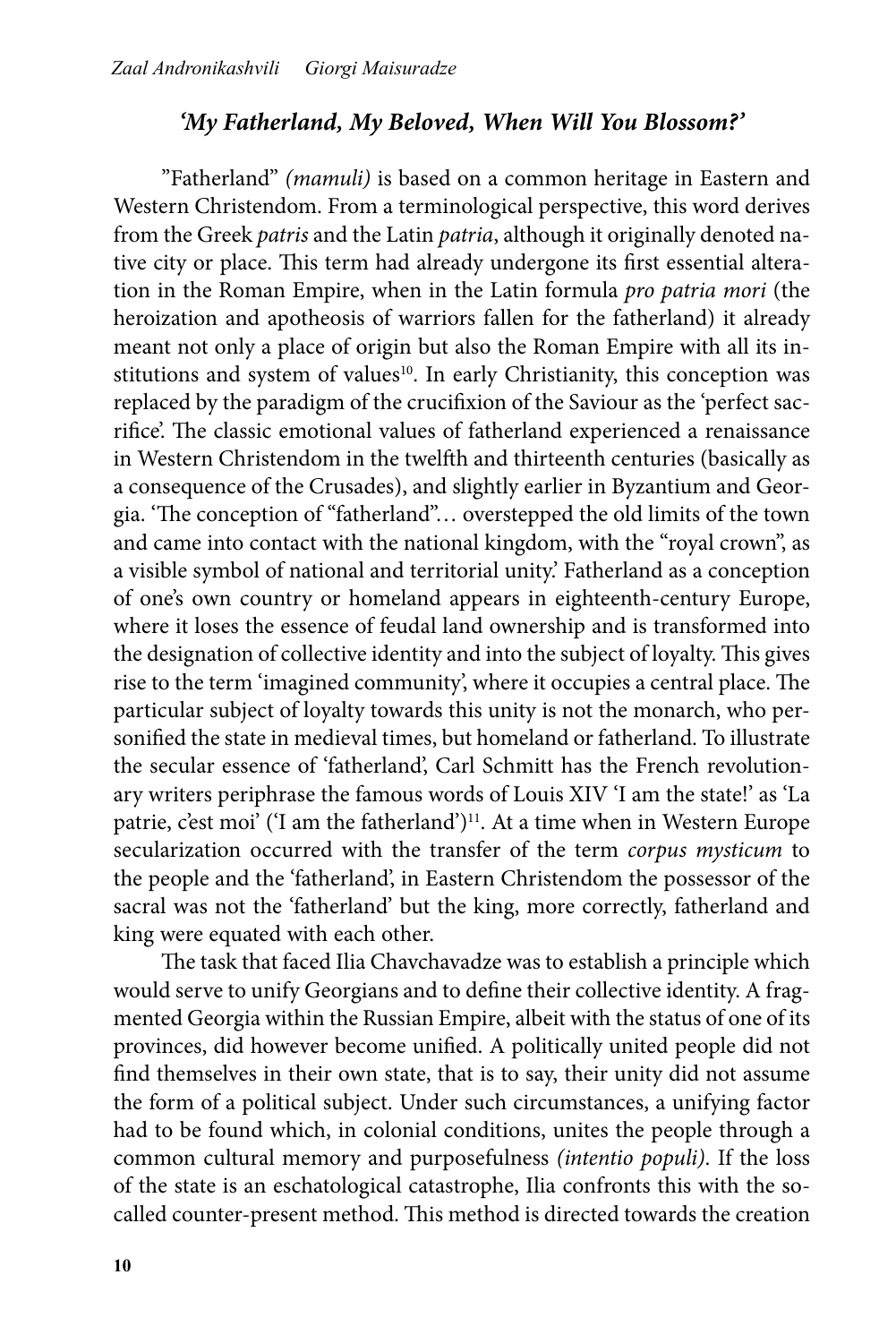### *'My Fatherland, My Beloved, When Will You Blossom?'*

"Fatherland" *(mamuli)* is based on a common heritage in Eastern and Western Christendom. From a terminological perspective, this word derives from the Greek *patris* and the Latin *patria*, although it originally denoted native city or place. This term had already undergone its first essential alteration in the Roman Empire, when in the Latin formula *pro patria mori* (the heroization and apotheosis of warriors fallen for the fatherland) it already meant not only a place of origin but also the Roman Empire with all its institutions and system of values[10]. In early Christianity, this conception was replaced by the paradigm of the crucifixion of the Saviour as the 'perfect sacrifice'. The classic emotional values of fatherland experienced a renaissance in Western Christendom in the twelfth and thirteenth centuries (basically as a consequence of the Crusades), and slightly earlier in Byzantium and Georgia. 'The conception of "fatherland"… overstepped the old limits of the town and came into contact with the national kingdom, with the "royal crown", as a visible symbol of national and territorial unity.' Fatherland as a conception of one's own country or homeland appears in eighteenth-century Europe, where it loses the essence of feudal land ownership and is transformed into the designation of collective identity and into the subject of loyalty. This gives rise to the term 'imagined community', where it occupies a central place. The particular subject of loyalty towards this unity is not the monarch, who personified the state in medieval times, but homeland or fatherland. To illustrate the secular essence of 'fatherland', Carl Schmitt has the French revolutionary writers periphrase the famous words of Louis XIV 'I am the state!' as 'La patrie, c'est moi' ('I am the fatherland')[11]. At a time when in Western Europe secularization occurred with the transfer of the term *corpus mysticum* to the people and the 'fatherland', in Eastern Christendom the possessor of the sacral was not the 'fatherland' but the king, more correctly, fatherland and king were equated with each other.

The task that faced Ilia Chavchavadze was to establish a principle which would serve to unify Georgians and to define their collective identity. A fragmented Georgia within the Russian Empire, albeit with the status of one of its provinces, did however become unified. A politically united people did not find themselves in their own state, that is to say, their unity did not assume the form of a political subject. Under such circumstances, a unifying factor had to be found which, in colonial conditions, unites the people through a common cultural memory and purposefulness *(intentio populi)*. If the loss of the state is an eschatological catastrophe, Ilia confronts this with the so-called counter-present method. This method is directed towards the creation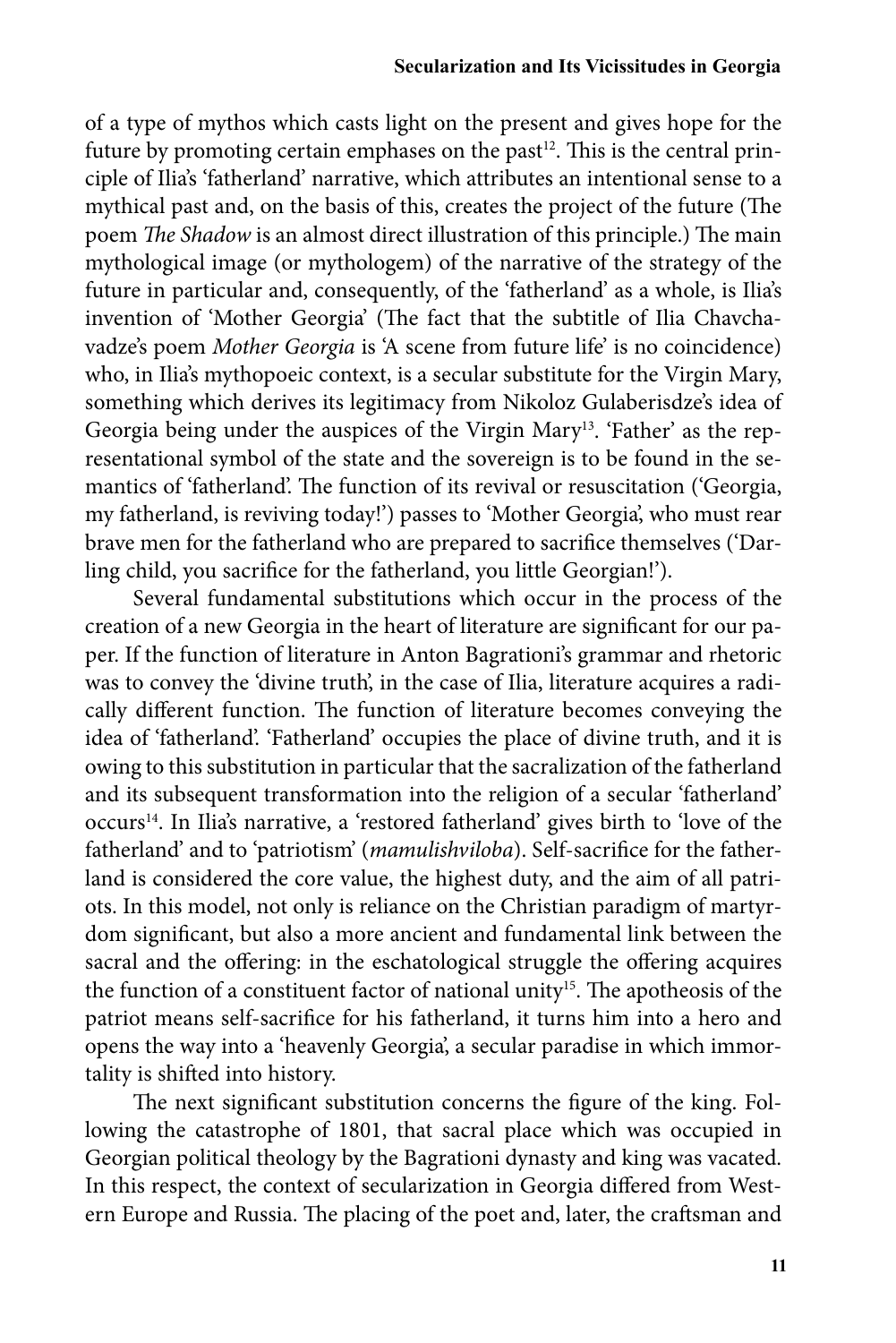of a type of mythos which casts light on the present and gives hope for the future by promoting certain emphases on the past[12]. This is the central principle of Ilia's 'fatherland' narrative, which attributes an intentional sense to a mythical past and, on the basis of this, creates the project of the future (The poem *The Shadow* is an almost direct illustration of this principle.) The main mythological image (or mythologem) of the narrative of the strategy of the future in particular and, consequently, of the 'fatherland' as a whole, is Ilia's invention of 'Mother Georgia' (The fact that the subtitle of Ilia Chavchavadze's poem *Mother Georgia* is 'A scene from future life' is no coincidence) who, in Ilia's mythopoeic context, is a secular substitute for the Virgin Mary, something which derives its legitimacy from Nikoloz Gulaberisdze's idea of Georgia being under the auspices of the Virgin Mary[13]. 'Father' as the representational symbol of the state and the sovereign is to be found in the semantics of 'fatherland'. The function of its revival or resuscitation ('Georgia, my fatherland, is reviving today!') passes to 'Mother Georgia', who must rear brave men for the fatherland who are prepared to sacrifice themselves ('Darling child, you sacrifice for the fatherland, you little Georgian!').

Several fundamental substitutions which occur in the process of the creation of a new Georgia in the heart of literature are significant for our paper. If the function of literature in Anton Bagrationi's grammar and rhetoric was to convey the 'divine truth', in the case of Ilia, literature acquires a radically different function. The function of literature becomes conveying the idea of 'fatherland'. 'Fatherland' occupies the place of divine truth, and it is owing to this substitution in particular that the sacralization of the fatherland and its subsequent transformation into the religion of a secular 'fatherland' occurs[14]. In Ilia's narrative, a 'restored fatherland' gives birth to 'love of the fatherland' and to 'patriotism' (*mamulishviloba*). Self-sacrifice for the fatherland is considered the core value, the highest duty, and the aim of all patriots. In this model, not only is reliance on the Christian paradigm of martyrdom significant, but also a more ancient and fundamental link between the sacral and the offering: in the eschatological struggle the offering acquires the function of a constituent factor of national unity[15]. The apotheosis of the patriot means self-sacrifice for his fatherland, it turns him into a hero and opens the way into a 'heavenly Georgia', a secular paradise in which immortality is shifted into history.

The next significant substitution concerns the figure of the king. Following the catastrophe of 1801, that sacral place which was occupied in Georgian political theology by the Bagrationi dynasty and king was vacated. In this respect, the context of secularization in Georgia differed from Western Europe and Russia. The placing of the poet and, later, the craftsman and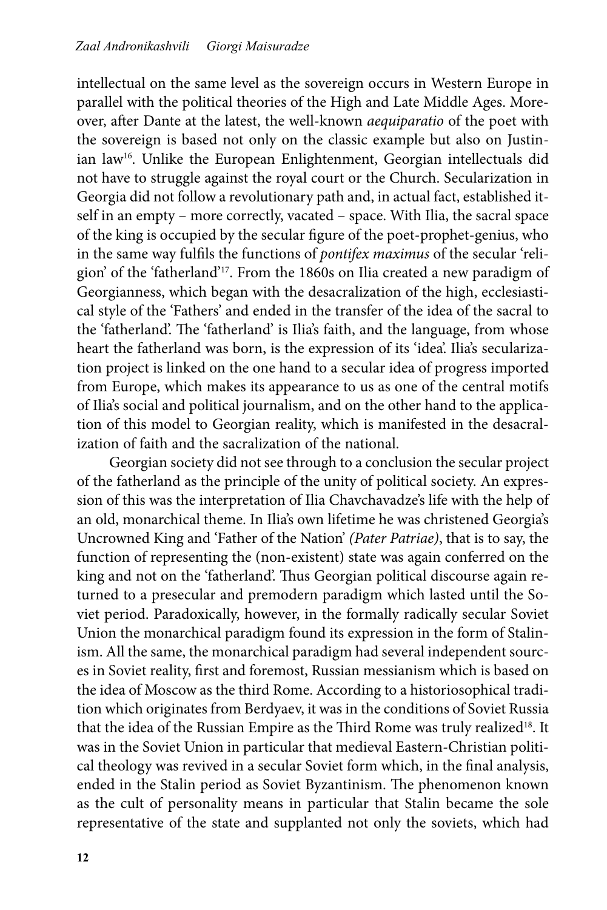intellectual on the same level as the sovereign occurs in Western Europe in parallel with the political theories of the High and Late Middle Ages. Moreover, after Dante at the latest, the well-known *aequiparatio* of the poet with the sovereign is based not only on the classic example but also on Justinian law[16]. Unlike the European Enlightenment, Georgian intellectuals did not have to struggle against the royal court or the Church. Secularization in Georgia did not follow a revolutionary path and, in actual fact, established itself in an empty – more correctly, vacated – space. With Ilia, the sacral space of the king is occupied by the secular figure of the poet-prophet-genius, who in the same way fulfils the functions of *pontifex maximus* of the secular 'religion' of the 'fatherland'[17]. From the 1860s on Ilia created a new paradigm of Georgianness, which began with the desacralization of the high, ecclesiastical style of the 'Fathers' and ended in the transfer of the idea of the sacral to the 'fatherland'. The 'fatherland' is Ilia's faith, and the language, from whose heart the fatherland was born, is the expression of its 'idea'. Ilia's secularization project is linked on the one hand to a secular idea of progress imported from Europe, which makes its appearance to us as one of the central motifs of Ilia's social and political journalism, and on the other hand to the application of this model to Georgian reality, which is manifested in the desacralization of faith and the sacralization of the national.

Georgian society did not see through to a conclusion the secular project of the fatherland as the principle of the unity of political society. An expression of this was the interpretation of Ilia Chavchavadze's life with the help of an old, monarchical theme. In Ilia's own lifetime he was christened Georgia's Uncrowned King and 'Father of the Nation' *(Pater Patriae)*, that is to say, the function of representing the (non-existent) state was again conferred on the king and not on the 'fatherland'. Thus Georgian political discourse again returned to a presecular and premodern paradigm which lasted until the Soviet period. Paradoxically, however, in the formally radically secular Soviet Union the monarchical paradigm found its expression in the form of Stalinism. All the same, the monarchical paradigm had several independent sources in Soviet reality, first and foremost, Russian messianism which is based on the idea of Moscow as the third Rome. According to a historiosophical tradition which originates from Berdyaev, it was in the conditions of Soviet Russia that the idea of the Russian Empire as the Third Rome was truly realized[18]. It was in the Soviet Union in particular that medieval Eastern-Christian political theology was revived in a secular Soviet form which, in the final analysis, ended in the Stalin period as Soviet Byzantinism. The phenomenon known as the cult of personality means in particular that Stalin became the sole representative of the state and supplanted not only the soviets, which had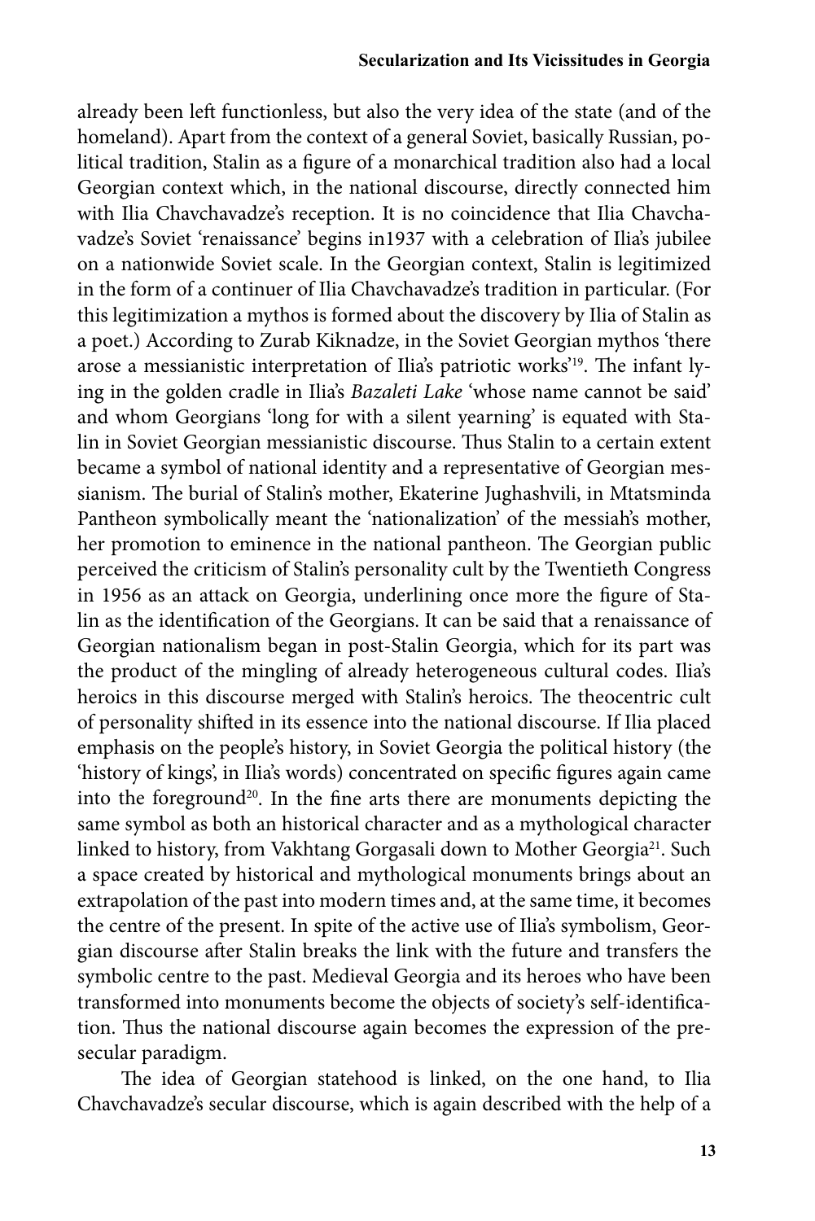already been left functionless, but also the very idea of the state (and of the homeland). Apart from the context of a general Soviet, basically Russian, political tradition, Stalin as a figure of a monarchical tradition also had a local Georgian context which, in the national discourse, directly connected him with Ilia Chavchavadze's reception. It is no coincidence that Ilia Chavchavadze's Soviet 'renaissance' begins in1937 with a celebration of Ilia's jubilee on a nationwide Soviet scale. In the Georgian context, Stalin is legitimized in the form of a continuer of Ilia Chavchavadze's tradition in particular. (For this legitimization a mythos is formed about the discovery by Ilia of Stalin as a poet.) According to Zurab Kiknadze, in the Soviet Georgian mythos 'there arose a messianistic interpretation of Ilia's patriotic works'[19]. The infant lying in the golden cradle in Ilia's *Bazaleti Lake* 'whose name cannot be said' and whom Georgians 'long for with a silent yearning' is equated with Stalin in Soviet Georgian messianistic discourse. Thus Stalin to a certain extent became a symbol of national identity and a representative of Georgian messianism. The burial of Stalin's mother, Ekaterine Jughashvili, in Mtatsminda Pantheon symbolically meant the 'nationalization' of the messiah's mother, her promotion to eminence in the national pantheon. The Georgian public perceived the criticism of Stalin's personality cult by the Twentieth Congress in 1956 as an attack on Georgia, underlining once more the figure of Stalin as the identification of the Georgians. It can be said that a renaissance of Georgian nationalism began in post-Stalin Georgia, which for its part was the product of the mingling of already heterogeneous cultural codes. Ilia's heroics in this discourse merged with Stalin's heroics. The theocentric cult of personality shifted in its essence into the national discourse. If Ilia placed emphasis on the people's history, in Soviet Georgia the political history (the 'history of kings', in Ilia's words) concentrated on specific figures again came into the foreground[20]. In the fine arts there are monuments depicting the same symbol as both an historical character and as a mythological character linked to history, from Vakhtang Gorgasali down to Mother Georgia[21]. Such a space created by historical and mythological monuments brings about an extrapolation of the past into modern times and, at the same time, it becomes the centre of the present. In spite of the active use of Ilia's symbolism, Georgian discourse after Stalin breaks the link with the future and transfers the symbolic centre to the past. Medieval Georgia and its heroes who have been transformed into monuments become the objects of society's self-identification. Thus the national discourse again becomes the expression of the pre-secular paradigm.

The idea of Georgian statehood is linked, on the one hand, to Ilia Chavchavadze's secular discourse, which is again described with the help of a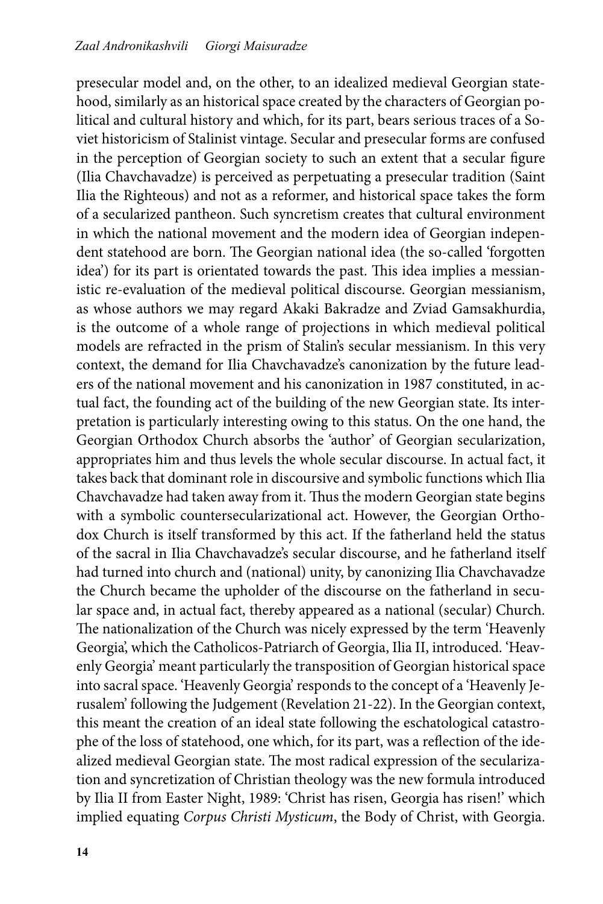presecular model and, on the other, to an idealized medieval Georgian statehood, similarly as an historical space created by the characters of Georgian political and cultural history and which, for its part, bears serious traces of a Soviet historicism of Stalinist vintage. Secular and presecular forms are confused in the perception of Georgian society to such an extent that a secular figure (Ilia Chavchavadze) is perceived as perpetuating a presecular tradition (Saint Ilia the Righteous) and not as a reformer, and historical space takes the form of a secularized pantheon. Such syncretism creates that cultural environment in which the national movement and the modern idea of Georgian independent statehood are born. The Georgian national idea (the so-called 'forgotten idea') for its part is orientated towards the past. This idea implies a messianistic re-evaluation of the medieval political discourse. Georgian messianism, as whose authors we may regard Akaki Bakradze and Zviad Gamsakhurdia, is the outcome of a whole range of projections in which medieval political models are refracted in the prism of Stalin's secular messianism. In this very context, the demand for Ilia Chavchavadze's canonization by the future leaders of the national movement and his canonization in 1987 constituted, in actual fact, the founding act of the building of the new Georgian state. Its interpretation is particularly interesting owing to this status. On the one hand, the Georgian Orthodox Church absorbs the 'author' of Georgian secularization, appropriates him and thus levels the whole secular discourse. In actual fact, it takes back that dominant role in discoursive and symbolic functions which Ilia Chavchavadze had taken away from it. Thus the modern Georgian state begins with a symbolic countersecularizational act. However, the Georgian Orthodox Church is itself transformed by this act. If the fatherland held the status of the sacral in Ilia Chavchavadze's secular discourse, and he fatherland itself had turned into church and (national) unity, by canonizing Ilia Chavchavadze the Church became the upholder of the discourse on the fatherland in secular space and, in actual fact, thereby appeared as a national (secular) Church. The nationalization of the Church was nicely expressed by the term 'Heavenly Georgia', which the Catholicos-Patriarch of Georgia, Ilia II, introduced. 'Heavenly Georgia' meant particularly the transposition of Georgian historical space into sacral space. 'Heavenly Georgia' responds to the concept of a 'Heavenly Jerusalem' following the Judgement (Revelation 21-22). In the Georgian context, this meant the creation of an ideal state following the eschatological catastrophe of the loss of statehood, one which, for its part, was a reflection of the idealized medieval Georgian state. The most radical expression of the secularization and syncretization of Christian theology was the new formula introduced by Ilia II from Easter Night, 1989: 'Christ has risen, Georgia has risen!' which implied equating *Corpus Christi Mysticum*, the Body of Christ, with Georgia.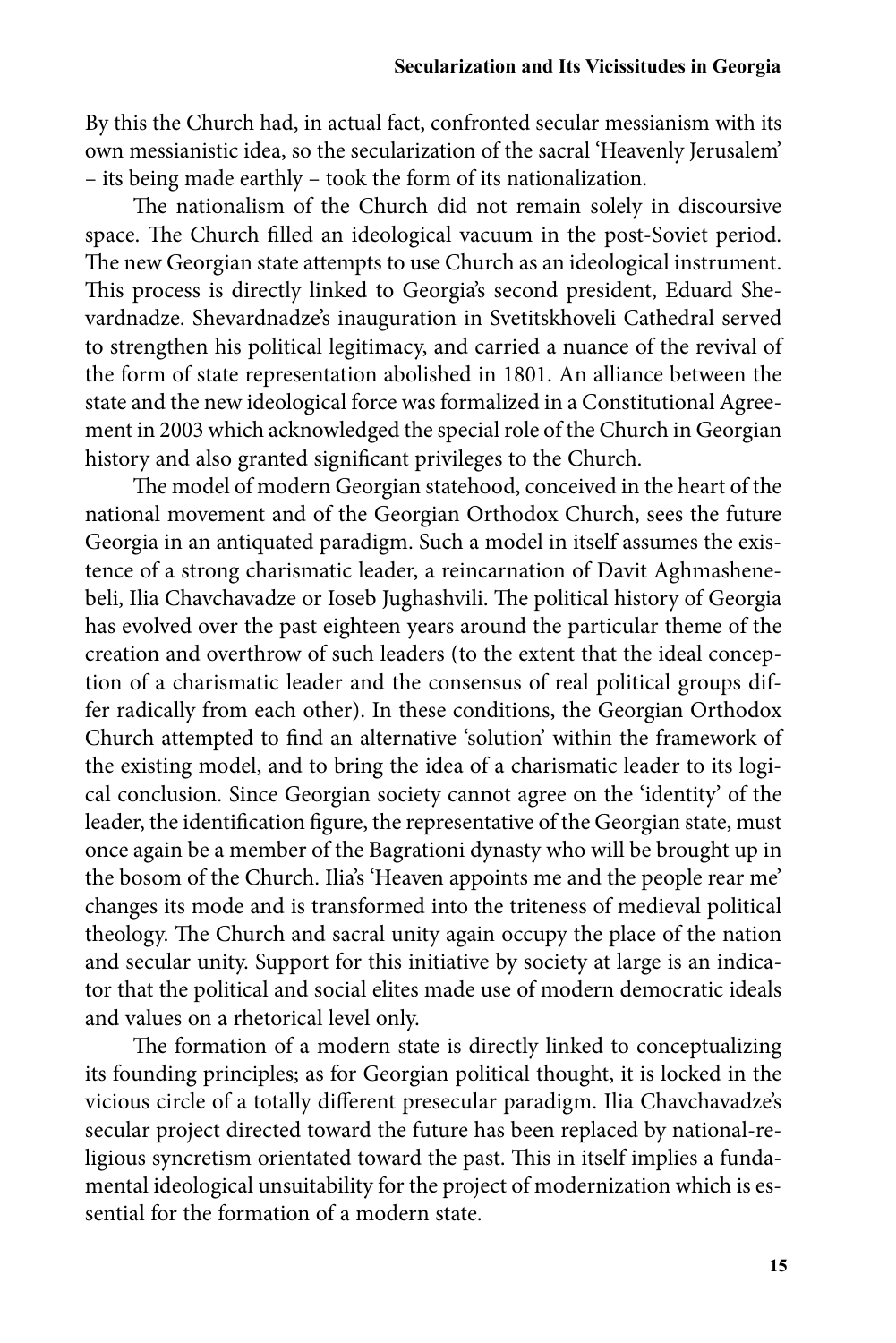By this the Church had, in actual fact, confronted secular messianism with its own messianistic idea, so the secularization of the sacral 'Heavenly Jerusalem' – its being made earthly – took the form of its nationalization.

The nationalism of the Church did not remain solely in discoursive space. The Church filled an ideological vacuum in the post-Soviet period. The new Georgian state attempts to use Church as an ideological instrument. This process is directly linked to Georgia's second president, Eduard Shevardnadze. Shevardnadze's inauguration in Svetitskhoveli Cathedral served to strengthen his political legitimacy, and carried a nuance of the revival of the form of state representation abolished in 1801. An alliance between the state and the new ideological force was formalized in a Constitutional Agreement in 2003 which acknowledged the special role of the Church in Georgian history and also granted significant privileges to the Church.

The model of modern Georgian statehood, conceived in the heart of the national movement and of the Georgian Orthodox Church, sees the future Georgia in an antiquated paradigm. Such a model in itself assumes the existence of a strong charismatic leader, a reincarnation of Davit Aghmashenebeli, Ilia Chavchavadze or Ioseb Jughashvili. The political history of Georgia has evolved over the past eighteen years around the particular theme of the creation and overthrow of such leaders (to the extent that the ideal conception of a charismatic leader and the consensus of real political groups differ radically from each other). In these conditions, the Georgian Orthodox Church attempted to find an alternative 'solution' within the framework of the existing model, and to bring the idea of a charismatic leader to its logical conclusion. Since Georgian society cannot agree on the 'identity' of the leader, the identification figure, the representative of the Georgian state, must once again be a member of the Bagrationi dynasty who will be brought up in the bosom of the Church. Ilia's 'Heaven appoints me and the people rear me' changes its mode and is transformed into the triteness of medieval political theology. The Church and sacral unity again occupy the place of the nation and secular unity. Support for this initiative by society at large is an indicator that the political and social elites made use of modern democratic ideals and values on a rhetorical level only.

The formation of a modern state is directly linked to conceptualizing its founding principles; as for Georgian political thought, it is locked in the vicious circle of a totally different presecular paradigm. Ilia Chavchavadze's secular project directed toward the future has been replaced by national-religious syncretism orientated toward the past. This in itself implies a fundamental ideological unsuitability for the project of modernization which is essential for the formation of a modern state.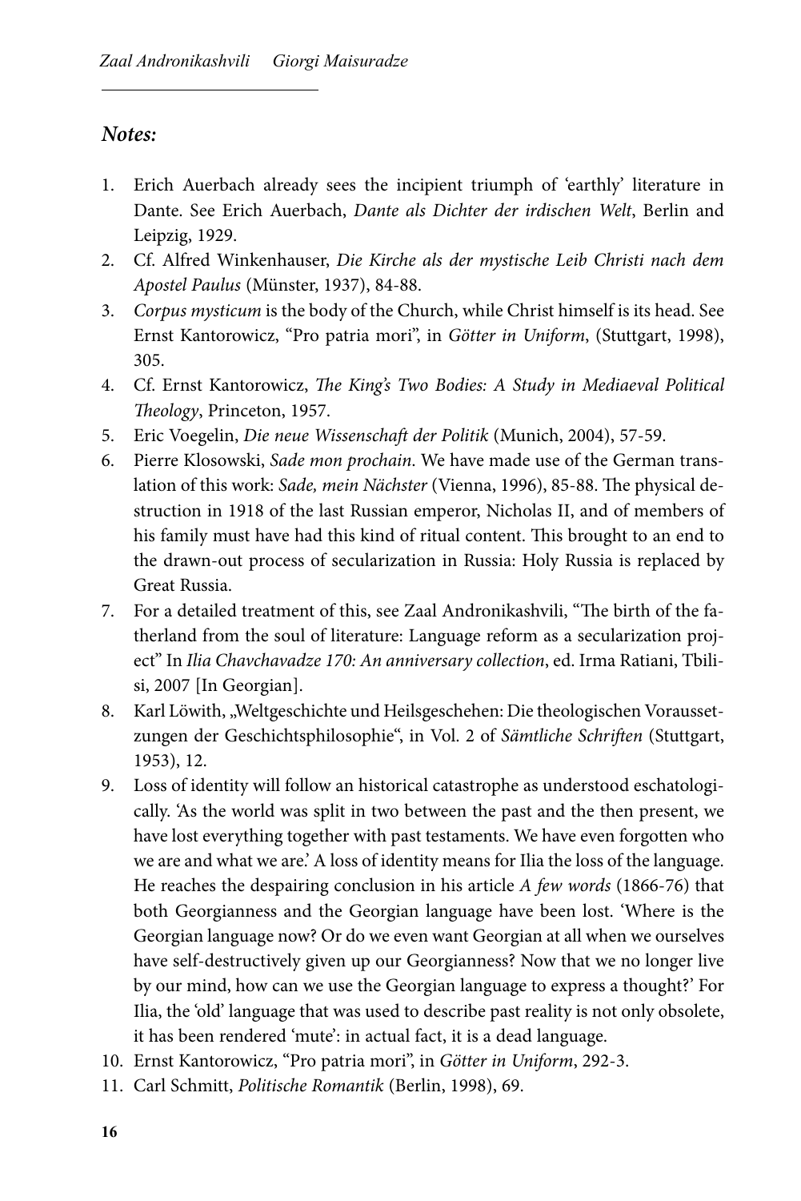## *Notes:*

1. Erich Auerbach already sees the incipient triumph of 'earthly' literature in Dante. See Erich Auerbach, *Dante als Dichter der irdischen Welt*, Berlin and Leipzig, 1929.
2. Cf. Alfred Winkenhauser, *Die Kirche als der mystische Leib Christi nach dem Apostel Paulus* (Münster, 1937), 84-88.
3. *Corpus mysticum* is the body of the Church, while Christ himself is its head. See Ernst Kantorowicz, "Pro patria mori", in *Götter in Uniform*, (Stuttgart, 1998), 305.
4. Cf. Ernst Kantorowicz, *The King's Two Bodies: A Study in Mediaeval Political Theology*, Princeton, 1957.
5. Eric Voegelin, *Die neue Wissenschaft der Politik* (Munich, 2004), 57-59.
6. Pierre Klosowski, *Sade mon prochain*. We have made use of the German translation of this work: *Sade, mein Nächster* (Vienna, 1996), 85-88. The physical destruction in 1918 of the last Russian emperor, Nicholas II, and of members of his family must have had this kind of ritual content. This brought to an end to the drawn-out process of secularization in Russia: Holy Russia is replaced by Great Russia.
7. For a detailed treatment of this, see Zaal Andronikashvili, "The birth of the fatherland from the soul of literature: Language reform as a secularization project" In *Ilia Chavchavadze 170: An anniversary collection*, ed. Irma Ratiani, Tbilisi, 2007 [In Georgian].
8. Karl Löwith, „Weltgeschichte und Heilsgeschehen: Die theologischen Voraussetzungen der Geschichtsphilosophie", in Vol. 2 of *Sämtliche Schriften* (Stuttgart, 1953), 12.
9. Loss of identity will follow an historical catastrophe as understood eschatologically. 'As the world was split in two between the past and the then present, we have lost everything together with past testaments. We have even forgotten who we are and what we are.' A loss of identity means for Ilia the loss of the language. He reaches the despairing conclusion in his article *A few words* (1866-76) that both Georgianness and the Georgian language have been lost. 'Where is the Georgian language now? Or do we even want Georgian at all when we ourselves have self-destructively given up our Georgianness? Now that we no longer live by our mind, how can we use the Georgian language to express a thought?' For Ilia, the 'old' language that was used to describe past reality is not only obsolete, it has been rendered 'mute': in actual fact, it is a dead language.
10. Ernst Kantorowicz, "Pro patria mori", in *Götter in Uniform*, 292-3.
11. Carl Schmitt, *Politische Romantik* (Berlin, 1998), 69.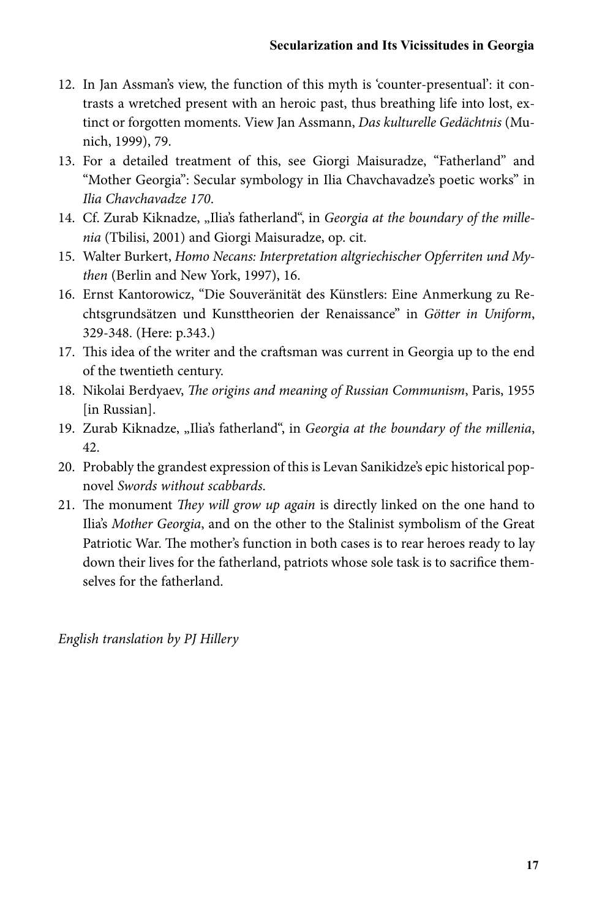12. In Jan Assman's view, the function of this myth is 'counter-presentual': it contrasts a wretched present with an heroic past, thus breathing life into lost, extinct or forgotten moments. View Jan Assmann, *Das kulturelle Gedächtnis* (Munich, 1999), 79.
13. For a detailed treatment of this, see Giorgi Maisuradze, "Fatherland" and "Mother Georgia": Secular symbology in Ilia Chavchavadze's poetic works" in *Ilia Chavchavadze 170*.
14. Cf. Zurab Kiknadze, „Ilia's fatherland", in *Georgia at the boundary of the millenia* (Tbilisi, 2001) and Giorgi Maisuradze, op. cit.
15. Walter Burkert, *Homo Necans: Interpretation altgriechischer Opferriten und Mythen* (Berlin and New York, 1997), 16.
16. Ernst Kantorowicz, "Die Souveränität des Künstlers: Eine Anmerkung zu Rechtsgrundsätzen und Kunsttheorien der Renaissance" in *Götter in Uniform*, 329-348. (Here: p.343.)
17. This idea of the writer and the craftsman was current in Georgia up to the end of the twentieth century.
18. Nikolai Berdyaev, *The origins and meaning of Russian Communism*, Paris, 1955 [in Russian].
19. Zurab Kiknadze, „Ilia's fatherland", in *Georgia at the boundary of the millenia*, 42.
20. Probably the grandest expression of this is Levan Sanikidze's epic historical pop-novel *Swords without scabbards*.
21. The monument *They will grow up again* is directly linked on the one hand to Ilia's *Mother Georgia*, and on the other to the Stalinist symbolism of the Great Patriotic War. The mother's function in both cases is to rear heroes ready to lay down their lives for the fatherland, patriots whose sole task is to sacrifice themselves for the fatherland.

*English translation by PJ Hillery*